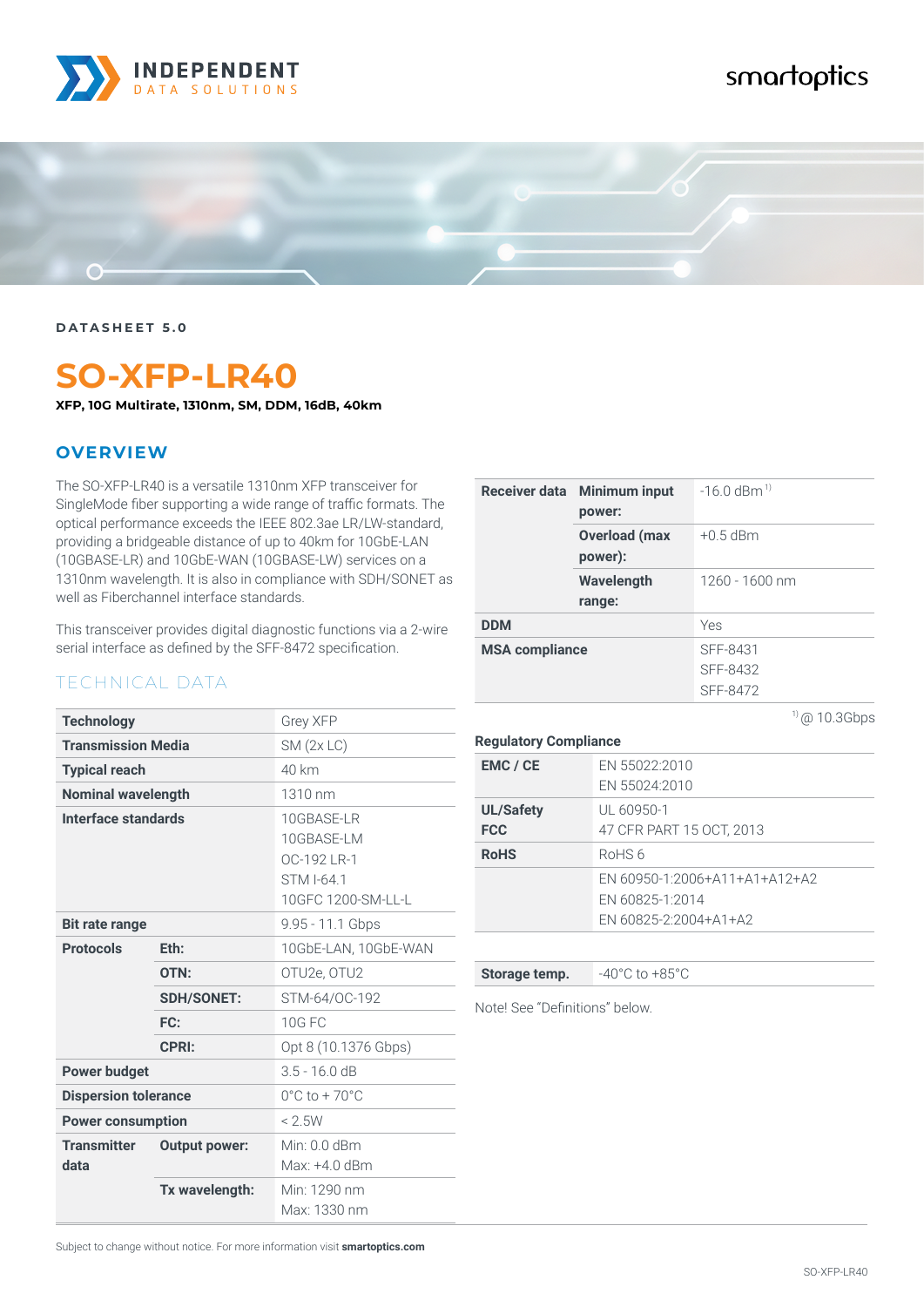INDEPENDENT DATA SOLUTIONS

smartoptics

DATASHEET 5.0

# SO-XFP-LR40

**XFP, 10G Multirate, 1310nm, SM, DDM, 16dB, 40km**

## OVERVIEW

The SO-XFP-LR40 is a versatile 1310nm XFP transceiver for SingleMode fiber supporting a wide range of traffic formats. The optical performance exceeds the IEEE 802.3ae LR/LW-standard, providing a bridgeable distance of up to 40km for 10GbE-LAN (10GBASE-LR) and 10GbE-WAN (10GBASE-LW) services on a 1310nm wavelength. It is also in compliance with SDH/SONET as well as Fiberchannel interface standards.

This transceiver provides digital diagnostic functions via a 2-wire serial interface as defined by the SFF-8472 specification.

## TECHNICAL DATA

| | | |
|---|---|---|
| **Technology** | | Grey XFP |
| **Transmission Media** | | SM (2x LC) |
| **Typical reach** | | 40 km |
| **Nominal wavelength** | | 1310 nm |
| **Interface standards** | | 10GBASE-LR<br>10GBASE-LM<br>OC-192 LR-1<br>STM I-64.1<br>10GFC 1200-SM-LL-L |
| **Bit rate range** | | 9.95 - 11.1 Gbps |
| **Protocols** | **Eth:** | 10GbE-LAN, 10GbE-WAN |
| | **OTN:** | OTU2e, OTU2 |
| | **SDH/SONET:** | STM-64/OC-192 |
| | **FC:** | 10G FC |
| | **CPRI:** | Opt 8 (10.1376 Gbps) |
| **Power budget** | | 3.5 - 16.0 dB |
| **Dispersion tolerance** | | 0°C to + 70°C |
| **Power consumption** | | < 2.5W |
| **Transmitter data** | **Output power:** | Min: 0.0 dBm<br>Max: +4.0 dBm |
| | **Tx wavelength:** | Min: 1290 nm<br>Max: 1330 nm |
| **Receiver data** | **Minimum input power:** | -16.0 dBm [1] |
| | **Overload (max power):** | +0.5 dBm |
| | **Wavelength range:** | 1260 - 1600 nm |
| **DDM** | | Yes |
| **MSA compliance** | | SFF-8431<br>SFF-8432<br>SFF-8472 |

[1] @ 10.3Gbps

**Regulatory Compliance**

| | |
|---|---|
| **EMC / CE** | EN 55022:2010<br>EN 55024:2010 |
| **UL/Safety**<br>**FCC** | UL 60950-1<br>47 CFR PART 15 OCT, 2013 |
| **RoHS** | RoHS 6 |
| | EN 60950-1:2006+A11+A1+A12+A2<br>EN 60825-1:2014<br>EN 60825-2:2004+A1+A2 |

| | |
|---|---|
| **Storage temp.** | -40°C to +85°C |

Note! See "Definitions" below.

Subject to change without notice. For more information visit **smartoptics.com**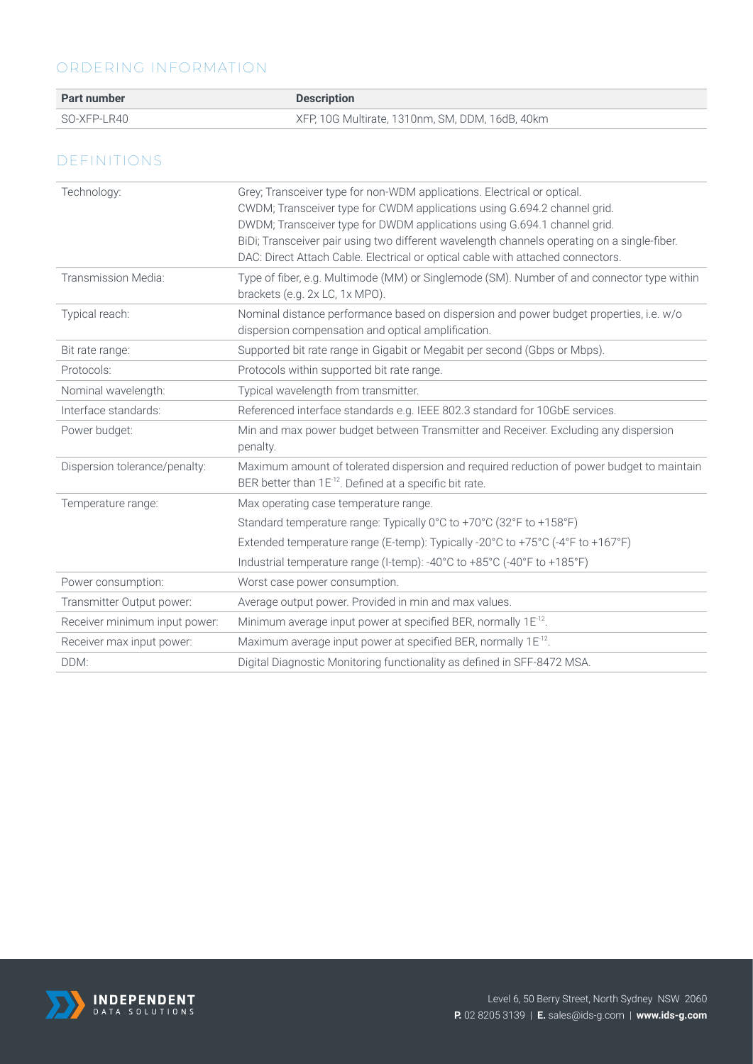## ORDERING INFORMATION

| Part number | Description |
| --- | --- |
| SO-XFP-LR40 | XFP, 10G Multirate, 1310nm, SM, DDM, 16dB, 40km |

## DEFINITIONS

| | |
| --- | --- |
| Technology: | Grey; Transceiver type for non-WDM applications. Electrical or optical.<br>CWDM; Transceiver type for CWDM applications using G.694.2 channel grid.<br>DWDM; Transceiver type for DWDM applications using G.694.1 channel grid.<br>BiDi; Transceiver pair using two different wavelength channels operating on a single-fiber.<br>DAC: Direct Attach Cable. Electrical or optical cable with attached connectors. |
| Transmission Media: | Type of fiber, e.g. Multimode (MM) or Singlemode (SM). Number of and connector type within brackets (e.g. 2x LC, 1x MPO). |
| Typical reach: | Nominal distance performance based on dispersion and power budget properties, i.e. w/o dispersion compensation and optical amplification. |
| Bit rate range: | Supported bit rate range in Gigabit or Megabit per second (Gbps or Mbps). |
| Protocols: | Protocols within supported bit rate range. |
| Nominal wavelength: | Typical wavelength from transmitter. |
| Interface standards: | Referenced interface standards e.g. IEEE 802.3 standard for 10GbE services. |
| Power budget: | Min and max power budget between Transmitter and Receiver. Excluding any dispersion penalty. |
| Dispersion tolerance/penalty: | Maximum amount of tolerated dispersion and required reduction of power budget to maintain BER better than $1E^{-12}$. Defined at a specific bit rate. |
| Temperature range: | Max operating case temperature range.<br>Standard temperature range: Typically 0°C to +70°C (32°F to +158°F)<br>Extended temperature range (E-temp): Typically -20°C to +75°C (-4°F to +167°F)<br>Industrial temperature range (I-temp): -40°C to +85°C (-40°F to +185°F) |
| Power consumption: | Worst case power consumption. |
| Transmitter Output power: | Average output power. Provided in min and max values. |
| Receiver minimum input power: | Minimum average input power at specified BER, normally $1E^{-12}$. |
| Receiver max input power: | Maximum average input power at specified BER, normally $1E^{-12}$. |
| DDM: | Digital Diagnostic Monitoring functionality as defined in SFF-8472 MSA. |

INDEPENDENT DATA SOLUTIONS

Level 6, 50 Berry Street, North Sydney NSW 2060
**P.** 02 8205 3139 | **E.** sales@ids-g.com | **www.ids-g.com**